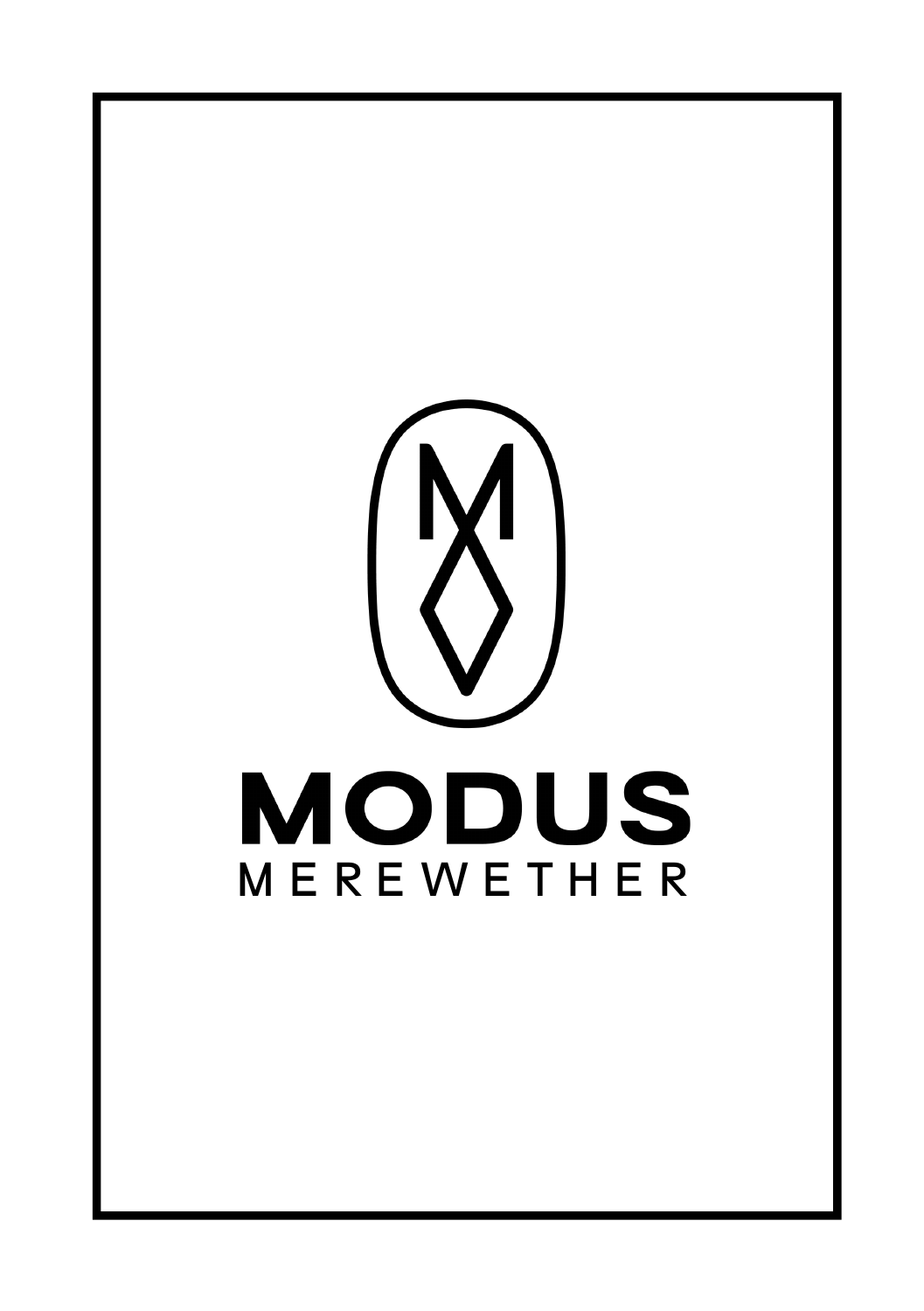# MODUS

MEREWETHER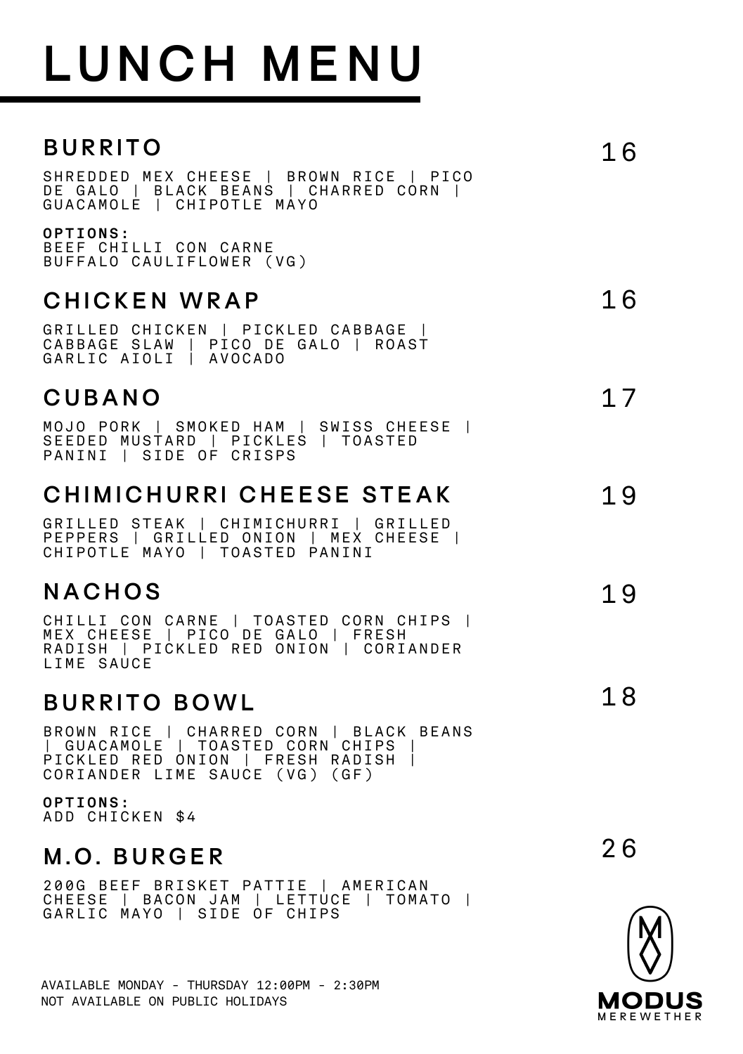# LUNCH MENU

## BURRITO

16

SHREDDED MEX CHEESE | BROWN RICE | PICO DE GALO | BLACK BEANS | CHARRED CORN | GUACAMOLE | CHIPOTLE MAYO

**OPTIONS:**
BEEF CHILLI CON CARNE
BUFFALO CAULIFLOWER (VG)

## CHICKEN WRAP

16

GRILLED CHICKEN | PICKLED CABBAGE | CABBAGE SLAW | PICO DE GALO | ROAST GARLIC AIOLI | AVOCADO

## CUBANO

17

MOJO PORK | SMOKED HAM | SWISS CHEESE | SEEDED MUSTARD | PICKLES | TOASTED PANINI | SIDE OF CRISPS

## CHIMICHURRI CHEESE STEAK

19

GRILLED STEAK | CHIMICHURRI | GRILLED PEPPERS | GRILLED ONION | MEX CHEESE | CHIPOTLE MAYO | TOASTED PANINI

## NACHOS

19

CHILLI CON CARNE | TOASTED CORN CHIPS | MEX CHEESE | PICO DE GALO | FRESH RADISH | PICKLED RED ONION | CORIANDER LIME SAUCE

## BURRITO BOWL

18

BROWN RICE | CHARRED CORN | BLACK BEANS | GUACAMOLE | TOASTED CORN CHIPS | PICKLED RED ONION | FRESH RADISH | CORIANDER LIME SAUCE (VG) (GF)

**OPTIONS:**
ADD CHICKEN $4

## M.O. BURGER

26

200G BEEF BRISKET PATTIE | AMERICAN CHEESE | BACON JAM | LETTUCE | TOMATO | GARLIC MAYO | SIDE OF CHIPS

AVAILABLE MONDAY - THURSDAY 12:00PM - 2:30PM
NOT AVAILABLE ON PUBLIC HOLIDAYS

MODUS
MEREWETHER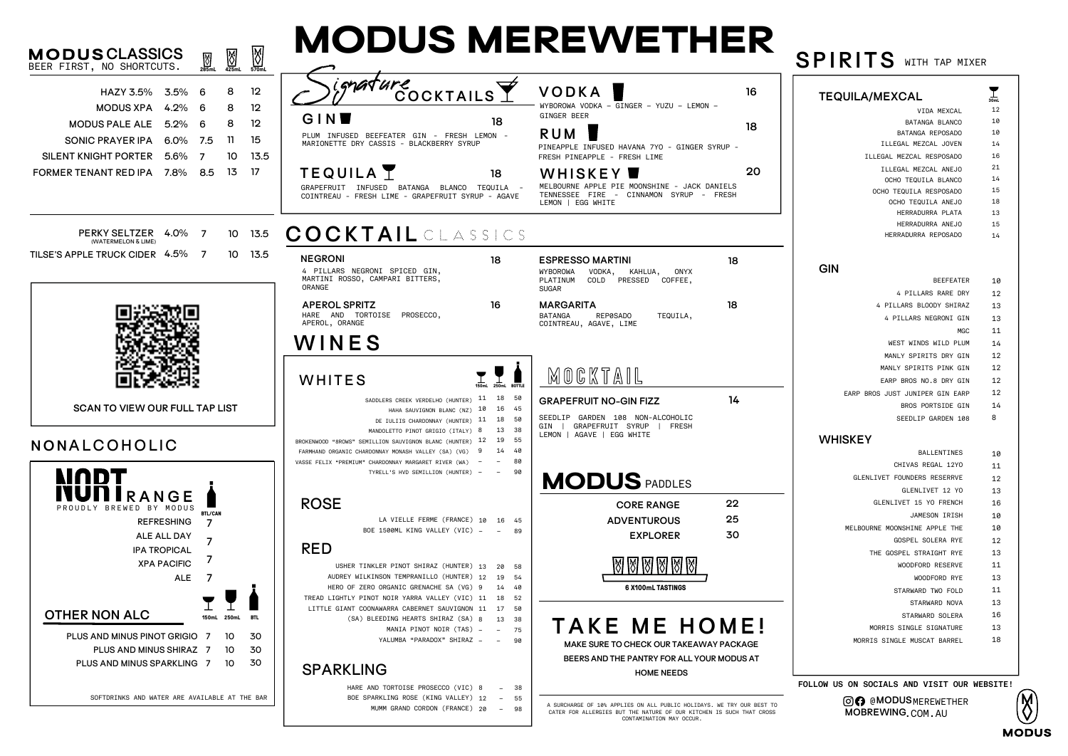# MODUS MEREWETHER

## MODUS CLASSICS

BEER FIRST, NO SHORTCUTS.

| Beer | ABV | 285mL | 425mL | 570mL |
|---|---|---|---|---|
| HAZY 3.5% | 3.5% | 6 | 8 | 12 |
| MODUS XPA | 4.2% | 6 | 8 | 12 |
| MODUS PALE ALE | 5.2% | 6 | 8 | 12 |
| SONIC PRAYER IPA | 6.0% | 7.5 | 11 | 15 |
| SILENT KNIGHT PORTER | 5.6% | 7 | 10 | 13.5 |
| FORMER TENANT RED IPA | 7.8% | 8.5 | 13 | 17 |
| PERKY SELTZER (WATERMELON & LIME) | 4.0% | 7 | 10 | 13.5 |
| TILSE'S APPLE TRUCK CIDER | 4.5% | 7 | 10 | 13.5 |

SCAN TO VIEW OUR FULL TAP LIST

## NONALCOHOLIC

### NORT RANGE

PROUDLY BREWED BY MODUS

| | BTL/CAN |
|---|---|
| REFRESHING | 7 |
| ALE ALL DAY | 7 |
| IPA TROPICAL | 7 |
| XPA PACIFIC | 7 |
| ALE | 7 |

### OTHER NON ALC

| | 150mL | 250mL | BTL |
|---|---|---|---|
| PLUS AND MINUS PINOT GRIGIO | 7 | 10 | 30 |
| PLUS AND MINUS SHIRAZ | 7 | 10 | 30 |
| PLUS AND MINUS SPARKLING | 7 | 10 | 30 |

SOFTDRINKS AND WATER ARE AVAILABLE AT THE BAR

## Signature COCKTAILS

**GIN** — 18
PLUM INFUSED BEEFEATER GIN - FRESH LEMON - MARIONETTE DRY CASSIS - BLACKBERRY SYRUP

**TEQUILA** — 18
GRAPEFRUIT INFUSED BATANGA BLANCO TEQUILA - COINTREAU - FRESH LIME - GRAPEFRUIT SYRUP - AGAVE

**VODKA** — 16
WYBOROWA VODKA - GINGER - YUZU - LEMON - GINGER BEER

**RUM** — 18
PINEAPPLE INFUSED HAVANA 7YO - GINGER SYRUP - FRESH PINEAPPLE - FRESH LIME

**WHISKEY** — 20
MELBOURNE APPLE PIE MOONSHINE - JACK DANIELS TENNESSEE FIRE - CINNAMON SYRUP - FRESH LEMON | EGG WHITE

## COCKTAIL CLASSICS

**NEGRONI** — 18
4 PILLARS NEGRONI SPICED GIN, MARTINI ROSSO, CAMPARI BITTERS, ORANGE

**APEROL SPRITZ** — 16
HARE AND TORTOISE PROSECCO, APEROL, ORANGE

**ESPRESSO MARTINI** — 18
WYBOROWA VODKA, KAHLUA, ONYX PLATINUM COLD PRESSED COFFEE, SUGAR

**MARGARITA** — 18
BATANGA REPOSADO TEQUILA, COINTREAU, AGAVE, LIME

## WINES

### WHITES

| Wine | 150mL | 250mL | BOTTLE |
|---|---|---|---|
| SADDLERS CREEK VERDELHO (HUNTER) | 11 | 18 | 50 |
| HAHA SAUVIGNON BLANC (NZ) | 10 | 16 | 45 |
| DE IULIIS CHARDONNAY (HUNTER) | 11 | 18 | 50 |
| MANDOLETTO PINOT GRIGIO (ITALY) | 8 | 13 | 38 |
| BROKENWOOD "BROWS" SEMILLION SAUVIGNON BLANC (HUNTER) | 12 | 19 | 55 |
| FARMHAND ORGANIC CHARDONNAY MONASH VALLEY (SA) (VG) | 9 | 14 | 40 |
| VASSE FELIX "PREMIUM" CHARDONNAY MARGARET RIVER (WA) | – | – | 80 |
| TYRELL'S HVD SEMILLION (HUNTER) | – | – | 90 |

### ROSE

| Wine | 150mL | 250mL | BOTTLE |
|---|---|---|---|
| LA VIELLE FERME (FRANCE) | 10 | 16 | 45 |
| BOE 1500ML KING VALLEY (VIC) | – | – | 89 |

### RED

| Wine | 150mL | 250mL | BOTTLE |
|---|---|---|---|
| USHER TINKLER PINOT SHIRAZ (HUNTER) | 13 | 20 | 58 |
| AUDREY WILKINSON TEMPRANILLO (HUNTER) | 12 | 19 | 54 |
| HERO OF ZERO ORGANIC GRENACHE SA (VG) | 9 | 14 | 40 |
| TREAD LIGHTLY PINOT NOIR YARRA VALLEY (VIC) | 11 | 18 | 52 |
| LITTLE GIANT COONAWARRA CABERNET SAUVIGNON | 11 | 17 | 50 |
| (SA) BLEEDING HEARTS SHIRAZ (SA) | 8 | 13 | 38 |
| MANIA PINOT NOIR (TAS) | – | – | 75 |
| YALUMBA "PARADOX" SHIRAZ | – | – | 90 |

### SPARKLING

| Wine | 150mL | 250mL | BOTTLE |
|---|---|---|---|
| HARE AND TORTOISE PROSECCO (VIC) | 8 | – | 38 |
| BOE SPARKLING ROSE (KING VALLEY) | 12 | – | 55 |
| MUMM GRAND CORDON (FRANCE) | 20 | – | 98 |

## MOCKTAIL

**GRAPEFRUIT NO-GIN FIZZ** — 14
SEEDLIP GARDEN 108 NON-ALCOHOLIC GIN | GRAPEFRUIT SYRUP | FRESH LEMON | AGAVE | EGG WHITE

## MODUS PADDLES

| | |
|---|---|
| CORE RANGE | 22 |
| ADVENTUROUS | 25 |
| EXPLORER | 30 |

6 X100mL TASTINGS

## TAKE ME HOME!

MAKE SURE TO CHECK OUR TAKEAWAY PACKAGE BEERS AND THE PANTRY FOR ALL YOUR MODUS AT HOME NEEDS

A SURCHARGE OF 10% APPLIES ON ALL PUBLIC HOLIDAYS. WE TRY OUR BEST TO CATER FOR ALLERGIES BUT THE NATURE OF OUR KITCHEN IS SUCH THAT CROSS CONTAMINATION MAY OCCUR.

## SPIRITS WITH TAP MIXER

### TEQUILA/MEXCAL

| | 30mL |
|---|---|
| VIDA MEXCAL | 12 |
| BATANGA BLANCO | 10 |
| BATANGA REPOSADO | 10 |
| ILLEGAL MEZCAL JOVEN | 14 |
| ILLEGAL MEZCAL RESPOSADO | 16 |
| ILLEGAL MEZCAL ANEJO | 21 |
| OCHO TEQUILA BLANCO | 14 |
| OCHO TEQUILA RESPOSADO | 15 |
| OCHO TEQUILA ANEJO | 18 |
| HERRADURRA PLATA | 13 |
| HERRADURRA ANEJO | 15 |
| HERRADURRA REPOSADO | 14 |

### GIN

| | |
|---|---|
| BEEFEATER | 10 |
| 4 PILLARS RARE DRY | 12 |
| 4 PILLARS BLOODY SHIRAZ | 13 |
| 4 PILLARS NEGRONI GIN | 13 |
| MGC | 11 |
| WEST WINDS WILD PLUM | 14 |
| MANLY SPIRITS DRY GIN | 12 |
| MANLY SPIRITS PINK GIN | 12 |
| EARP BROS NO.8 DRY GIN | 12 |
| EARP BROS JUST JUNIPER GIN EARP | 12 |
| BROS PORTSIDE GIN | 14 |
| SEEDLIP GARDEN 108 | 8 |

### WHISKEY

| | |
|---|---|
| BALLENTINES | 10 |
| CHIVAS REGAL 12YO | 11 |
| GLENLIVET FOUNDERS RESERRVE | 12 |
| GLENLIVET 12 YO | 13 |
| GLENLIVET 15 YO FRENCH | 16 |
| JAMESON IRISH | 10 |
| MELBOURNE MOONSHINE APPLE THE | 10 |
| GOSPEL SOLERA RYE | 12 |
| THE GOSPEL STRAIGHT RYE | 13 |
| WOODFORD RESERVE | 11 |
| WOODFORD RYE | 13 |
| STARWARD TWO FOLD | 11 |
| STARWARD NOVA | 13 |
| STARWARD SOLERA | 16 |
| MORRIS SINGLE SIGNATURE | 13 |
| MORRIS SINGLE MUSCAT BARREL | 18 |

FOLLOW US ON SOCIALS AND VISIT OUR WEBSITE!

@MODUSMEREWETHER
MOBREWING.COM.AU

MODUS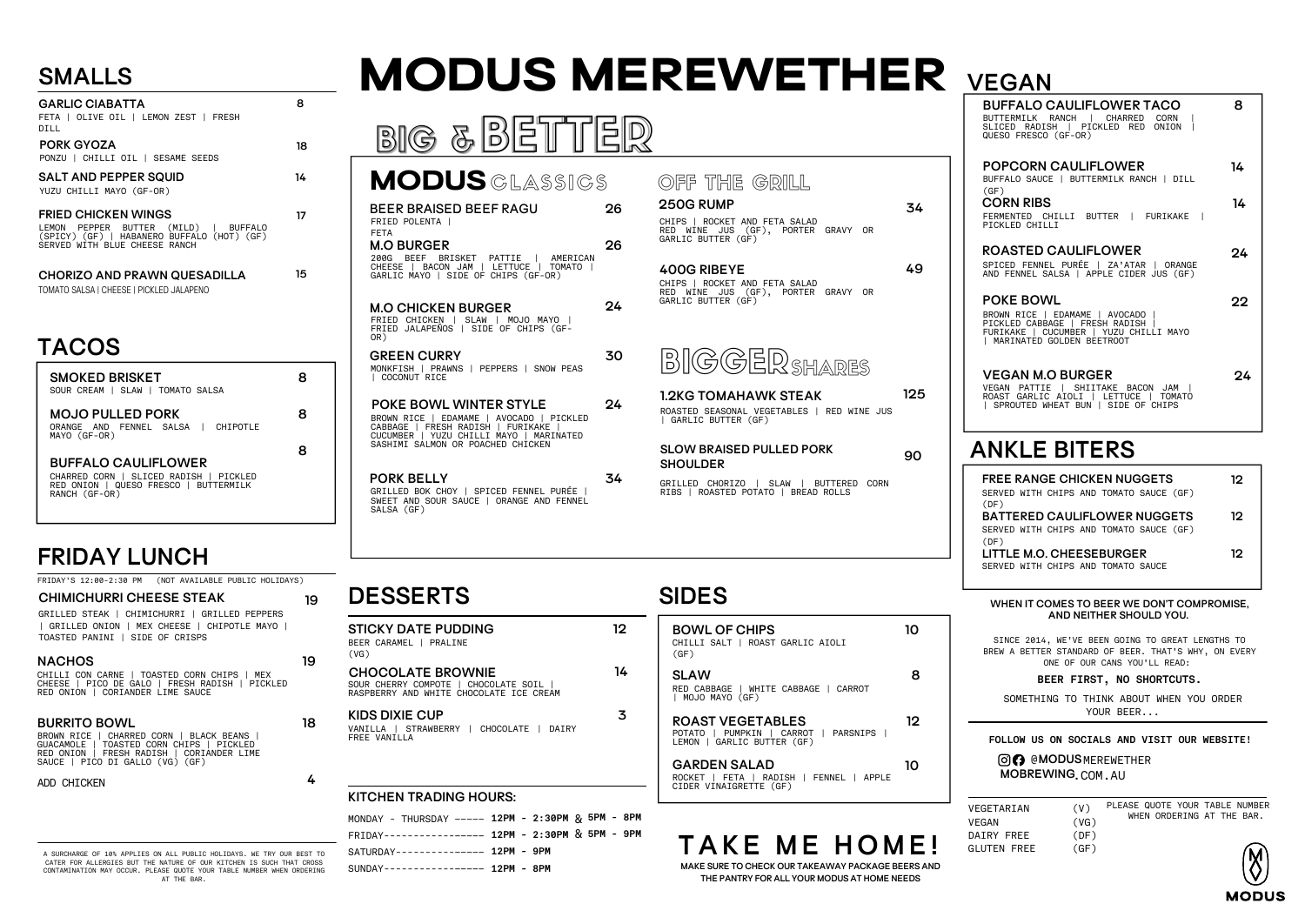# MODUS MEREWETHER

## BIG & BETTER

## SMALLS

**GARLIC CIABATTA** 8
FETA | OLIVE OIL | LEMON ZEST | FRESH DILL

**PORK GYOZA** 18
PONZU | CHILLI OIL | SESAME SEEDS

**SALT AND PEPPER SQUID** 14
YUZU CHILLI MAYO (GF-OR)

**FRIED CHICKEN WINGS** 17
LEMON PEPPER BUTTER (MILD) | BUFFALO (SPICY) (GF) | HABANERO BUFFALO (HOT) (GF)
SERVED WITH BLUE CHEESE RANCH

**CHORIZO AND PRAWN QUESADILLA** 15
TOMATO SALSA | CHEESE | PICKLED JALAPENO

## TACOS

**SMOKED BRISKET** 8
SOUR CREAM | SLAW | TOMATO SALSA

**MOJO PULLED PORK** 8
ORANGE AND FENNEL SALSA | CHIPOTLE MAYO (GF-OR)

**BUFFALO CAULIFLOWER** 8
CHARRED CORN | SLICED RADISH | PICKLED RED ONION | QUESO FRESCO | BUTTERMILK RANCH (GF-OR)

## FRIDAY LUNCH

FRIDAY'S 12:00-2:30 PM (NOT AVAILABLE PUBLIC HOLIDAYS)

**CHIMICHURRI CHEESE STEAK** 19
GRILLED STEAK | CHIMICHURRI | GRILLED PEPPERS | GRILLED ONION | MEX CHEESE | CHIPOTLE MAYO | TOASTED PANINI | SIDE OF CRISPS

**NACHOS** 19
CHILLI CON CARNE | TOASTED CORN CHIPS | MEX CHEESE | PICO DE GALO | FRESH RADISH | PICKLED RED ONION | CORIANDER LIME SAUCE

**BURRITO BOWL** 18
BROWN RICE | CHARRED CORN | BLACK BEANS | GUACAMOLE | TOASTED CORN CHIPS | PICKLED RED ONION | FRESH RADISH | CORIANDER LIME SAUCE | PICO DI GALLO (VG) (GF)

ADD CHICKEN 4

A SURCHARGE OF 10% APPLIES ON ALL PUBLIC HOLIDAYS. WE TRY OUR BEST TO CATER FOR ALLERGIES BUT THE NATURE OF OUR KITCHEN IS SUCH THAT CROSS CONTAMINATION MAY OCCUR. PLEASE QUOTE YOUR TABLE NUMBER WHEN ORDERING AT THE BAR.

## MODUS CLASSICS

**BEER BRAISED BEEF RAGU** 26
FRIED POLENTA | FETA

**M.O BURGER** 26
200G BEEF BRISKET PATTIE | AMERICAN CHEESE | BACON JAM | LETTUCE | TOMATO | GARLIC MAYO | SIDE OF CHIPS (GF-OR)

**M.O CHICKEN BURGER** 24
FRIED CHICKEN | SLAW | MOJO MAYO | FRIED JALAPEÑOS | SIDE OF CHIPS (GF-OR)

**GREEN CURRY** 30
MONKFISH | PRAWNS | PEPPERS | SNOW PEAS | COCONUT RICE

**POKE BOWL WINTER STYLE** 24
BROWN RICE | EDAMAME | AVOCADO | PICKLED CABBAGE | FRESH RADISH | FURIKAKE | CUCUMBER | YUZU CHILLI MAYO | MARINATED SASHIMI SALMON OR POACHED CHICKEN

**PORK BELLY** 34
GRILLED BOK CHOY | SPICED FENNEL PURÉE | SWEET AND SOUR SAUCE | ORANGE AND FENNEL SALSA (GF)

## OFF THE GRILL

**250G RUMP** 34
CHIPS | ROCKET AND FETA SALAD
RED WINE JUS (GF), PORTER GRAVY OR GARLIC BUTTER (GF)

**400G RIBEYE** 49
CHIPS | ROCKET AND FETA SALAD
RED WINE JUS (GF), PORTER GRAVY OR GARLIC BUTTER (GF)

## BIGGER SHARES

**1.2KG TOMAHAWK STEAK** 125
ROASTED SEASONAL VEGETABLES | RED WINE JUS | GARLIC BUTTER (GF)

**SLOW BRAISED PULLED PORK SHOULDER** 90
GRILLED CHORIZO | SLAW | BUTTERED CORN RIBS | ROASTED POTATO | BREAD ROLLS

## DESSERTS

**STICKY DATE PUDDING** 12
BEER CARAMEL | PRALINE (VG)

**CHOCOLATE BROWNIE** 14
SOUR CHERRY COMPOTE | CHOCOLATE SOIL | RASPBERRY AND WHITE CHOCOLATE ICE CREAM

**KIDS DIXIE CUP** 3
VANILLA | STRAWBERRY | CHOCOLATE | DAIRY FREE VANILLA

### KITCHEN TRADING HOURS:

MONDAY - THURSDAY ----- 12PM - 2:30PM & 5PM - 8PM
FRIDAY---------------- 12PM - 2:30PM & 5PM - 9PM
SATURDAY-------------- 12PM - 9PM
SUNDAY---------------- 12PM - 8PM

## SIDES

**BOWL OF CHIPS** 10
CHILLI SALT | ROAST GARLIC AIOLI (GF)

**SLAW** 8
RED CABBAGE | WHITE CABBAGE | CARROT | MOJO MAYO (GF)

**ROAST VEGETABLES** 12
POTATO | PUMPKIN | CARROT | PARSNIPS | LEMON | GARLIC BUTTER (GF)

**GARDEN SALAD** 10
ROCKET | FETA | RADISH | FENNEL | APPLE CIDER VINAIGRETTE (GF)

## TAKE ME HOME!

MAKE SURE TO CHECK OUR TAKEAWAY PACKAGE BEERS AND THE PANTRY FOR ALL YOUR MODUS AT HOME NEEDS

## VEGAN

**BUFFALO CAULIFLOWER TACO** 8
BUTTERMILK RANCH | CHARRED CORN | SLICED RADISH | PICKLED RED ONION | QUESO FRESCO (GF-OR)

**POPCORN CAULIFLOWER** 14
BUFFALO SAUCE | BUTTERMILK RANCH | DILL (GF)

**CORN RIBS** 14
FERMENTED CHILLI BUTTER | FURIKAKE | PICKLED CHILLI

**ROASTED CAULIFLOWER** 24
SPICED FENNEL PURÉE | ZA'ATAR | ORANGE AND FENNEL SALSA | APPLE CIDER JUS (GF)

**POKE BOWL** 22
BROWN RICE | EDAMAME | AVOCADO | PICKLED CABBAGE | FRESH RADISH | FURIKAKE | CUCUMBER | YUZU CHILLI MAYO | MARINATED GOLDEN BEETROOT

**VEGAN M.O BURGER** 24
VEGAN PATTIE | SHIITAKE BACON JAM | ROAST GARLIC AIOLI | LETTUCE | TOMATO | SPROUTED WHEAT BUN | SIDE OF CHIPS

## ANKLE BITERS

**FREE RANGE CHICKEN NUGGETS** 12
SERVED WITH CHIPS AND TOMATO SAUCE (GF) (DF)

**BATTERED CAULIFLOWER NUGGETS** 12
SERVED WITH CHIPS AND TOMATO SAUCE (GF) (DF)

**LITTLE M.O. CHEESEBURGER** 12
SERVED WITH CHIPS AND TOMATO SAUCE

**WHEN IT COMES TO BEER WE DON'T COMPROMISE, AND NEITHER SHOULD YOU.**

SINCE 2014, WE'VE BEEN GOING TO GREAT LENGTHS TO BREW A BETTER STANDARD OF BEER. THAT'S WHY, ON EVERY ONE OF OUR CANS YOU'LL READ:

**BEER FIRST, NO SHORTCUTS.**

SOMETHING TO THINK ABOUT WHEN YOU ORDER YOUR BEER...

**FOLLOW US ON SOCIALS AND VISIT OUR WEBSITE!**

@MODUSMEREWETHER
MOBREWING.COM.AU

| | |
|---|---|
| VEGETARIAN | (V) |
| VEGAN | (VG) |
| DAIRY FREE | (DF) |
| GLUTEN FREE | (GF) |

PLEASE QUOTE YOUR TABLE NUMBER WHEN ORDERING AT THE BAR.

MODUS